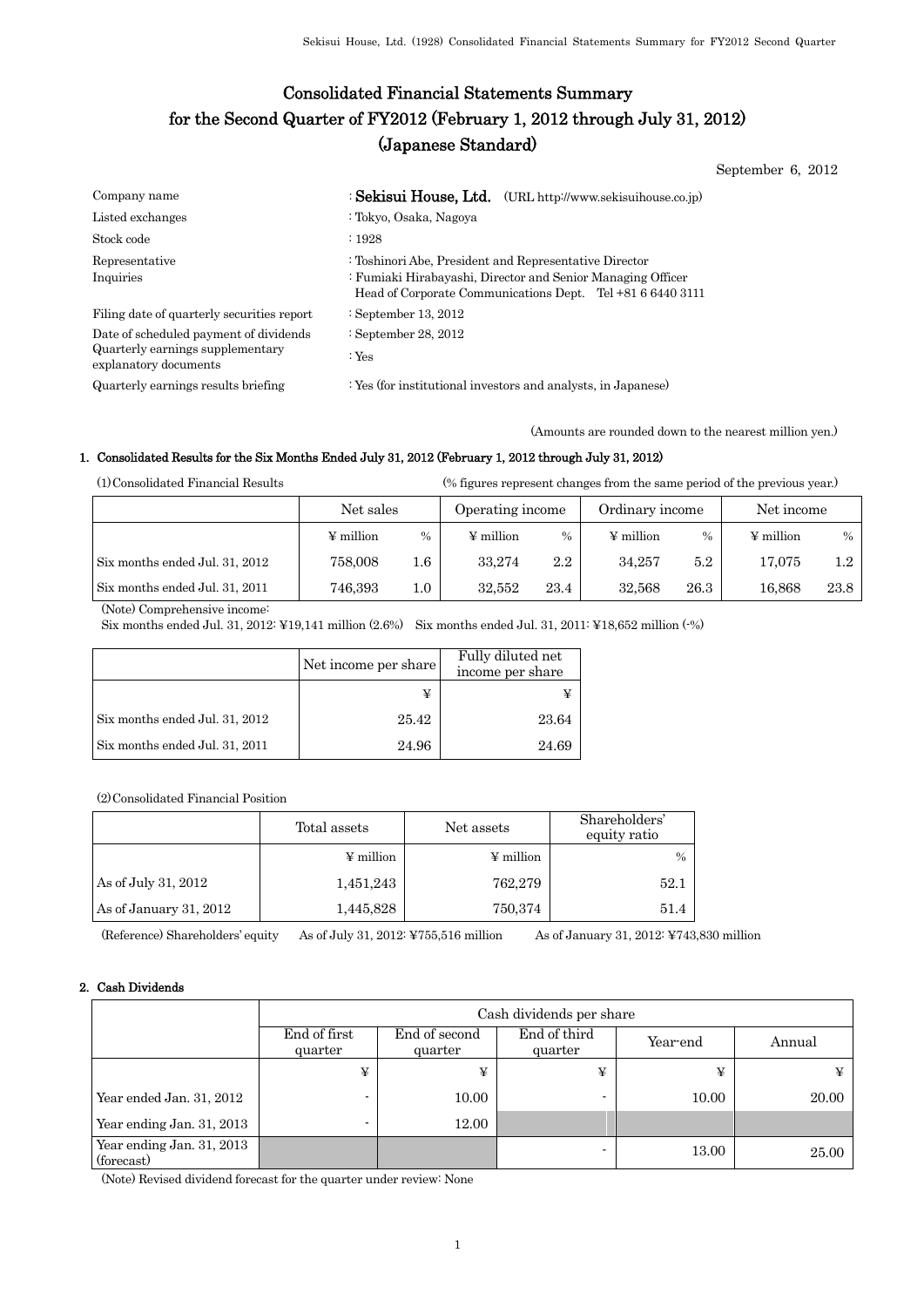# Consolidated Financial Statements Summary for the Second Quarter of FY2012 (February 1, 2012 through July 31, 2012) (Japanese Standard)

September 6, 2012

| | |
|---|---|
| Company name | : **Sekisui House, Ltd.** (URL http://www.sekisuihouse.co.jp) |
| Listed exchanges | : Tokyo, Osaka, Nagoya |
| Stock code | : 1928 |
| Representative | : Toshinori Abe, President and Representative Director |
| Inquiries | : Fumiaki Hirabayashi, Director and Senior Managing Officer<br>Head of Corporate Communications Dept. Tel +81 6 6440 3111 |
| Filing date of quarterly securities report | : September 13, 2012 |
| Date of scheduled payment of dividends | : September 28, 2012 |
| Quarterly earnings supplementary explanatory documents | : Yes |
| Quarterly earnings results briefing | : Yes (for institutional investors and analysts, in Japanese) |

(Amounts are rounded down to the nearest million yen.)

## 1. Consolidated Results for the Six Months Ended July 31, 2012 (February 1, 2012 through July 31, 2012)

(1) Consolidated Financial Results (% figures represent changes from the same period of the previous year.)

| | Net sales | | Operating income | | Ordinary income | | Net income | |
|---|---|---|---|---|---|---|---|---|
| | ¥ million | % | ¥ million | % | ¥ million | % | ¥ million | % |
| Six months ended Jul. 31, 2012 | 758,008 | 1.6 | 33,274 | 2.2 | 34,257 | 5.2 | 17,075 | 1.2 |
| Six months ended Jul. 31, 2011 | 746,393 | 1.0 | 32,552 | 23.4 | 32,568 | 26.3 | 16,868 | 23.8 |

(Note) Comprehensive income:
Six months ended Jul. 31, 2012: ¥19,141 million (2.6%) Six months ended Jul. 31, 2011: ¥18,652 million (-%)

| | Net income per share | Fully diluted net income per share |
|---|---|---|
| | ¥ | ¥ |
| Six months ended Jul. 31, 2012 | 25.42 | 23.64 |
| Six months ended Jul. 31, 2011 | 24.96 | 24.69 |

(2) Consolidated Financial Position

| | Total assets | Net assets | Shareholders' equity ratio |
|---|---|---|---|
| | ¥ million | ¥ million | % |
| As of July 31, 2012 | 1,451,243 | 762,279 | 52.1 |
| As of January 31, 2012 | 1,445,828 | 750,374 | 51.4 |

(Reference) Shareholders' equity As of July 31, 2012: ¥755,516 million As of January 31, 2012: ¥743,830 million

## 2. Cash Dividends

| | Cash dividends per share | | | | |
|---|---|---|---|---|---|
| | End of first quarter | End of second quarter | End of third quarter | Year-end | Annual |
| | ¥ | ¥ | ¥ | ¥ | ¥ |
| Year ended Jan. 31, 2012 | - | 10.00 | - | 10.00 | 20.00 |
| Year ending Jan. 31, 2013 | - | 12.00 | | | |
| Year ending Jan. 31, 2013 (forecast) | | | - | 13.00 | 25.00 |

(Note) Revised dividend forecast for the quarter under review: None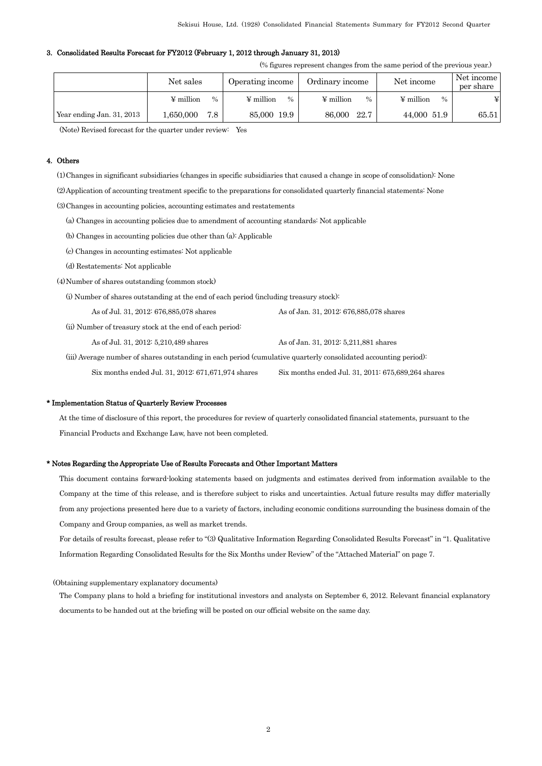### 3. Consolidated Results Forecast for FY2012 (February 1, 2012 through January 31, 2013)

(% figures represent changes from the same period of the previous year.)

| | Net sales | | Operating income | | Ordinary income | | Net income | | Net income per share |
|---|---|---|---|---|---|---|---|---|---|
| | ¥ million | % | ¥ million | % | ¥ million | % | ¥ million | % | ¥ |
| Year ending Jan. 31, 2013 | 1,650,000 | 7.8 | 85,000 | 19.9 | 86,000 | 22.7 | 44,000 | 51.9 | 65.51 |

(Note) Revised forecast for the quarter under review: Yes

### 4. Others

(1) Changes in significant subsidiaries (changes in specific subsidiaries that caused a change in scope of consolidation): None

(2) Application of accounting treatment specific to the preparations for consolidated quarterly financial statements: None

(3) Changes in accounting policies, accounting estimates and restatements

(a) Changes in accounting policies due to amendment of accounting standards: Not applicable

(b) Changes in accounting policies due other than (a): Applicable

(c) Changes in accounting estimates: Not applicable

(d) Restatements: Not applicable

(4) Number of shares outstanding (common stock)

(i) Number of shares outstanding at the end of each period (including treasury stock):

As of Jul. 31, 2012: 676,885,078 shares　　As of Jan. 31, 2012: 676,885,078 shares

(ii) Number of treasury stock at the end of each period:

As of Jul. 31, 2012: 5,210,489 shares　　As of Jan. 31, 2012: 5,211,881 shares

(iii) Average number of shares outstanding in each period (cumulative quarterly consolidated accounting period):

Six months ended Jul. 31, 2012: 671,671,974 shares　　Six months ended Jul. 31, 2011: 675,689,264 shares

### * Implementation Status of Quarterly Review Processes

At the time of disclosure of this report, the procedures for review of quarterly consolidated financial statements, pursuant to the Financial Products and Exchange Law, have not been completed.

### * Notes Regarding the Appropriate Use of Results Forecasts and Other Important Matters

This document contains forward-looking statements based on judgments and estimates derived from information available to the Company at the time of this release, and is therefore subject to risks and uncertainties. Actual future results may differ materially from any projections presented here due to a variety of factors, including economic conditions surrounding the business domain of the Company and Group companies, as well as market trends.

For details of results forecast, please refer to "(3) Qualitative Information Regarding Consolidated Results Forecast" in "1. Qualitative Information Regarding Consolidated Results for the Six Months under Review" of the "Attached Material" on page 7.

(Obtaining supplementary explanatory documents)

The Company plans to hold a briefing for institutional investors and analysts on September 6, 2012. Relevant financial explanatory documents to be handed out at the briefing will be posted on our official website on the same day.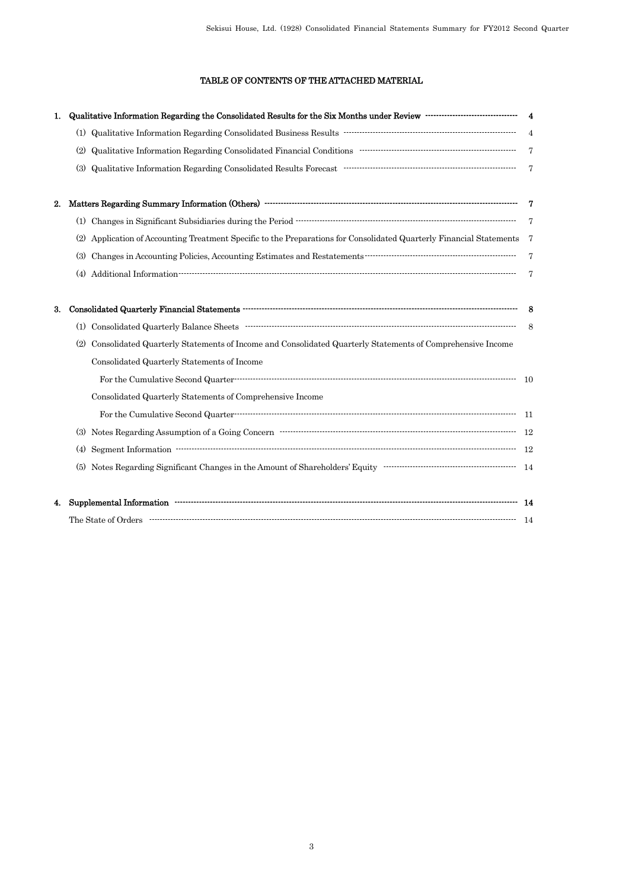## TABLE OF CONTENTS OF THE ATTACHED MATERIAL

**1. Qualitative Information Regarding the Consolidated Results for the Six Months under Review ---------- 4**

- (1) Qualitative Information Regarding Consolidated Business Results ---------- 4
- (2) Qualitative Information Regarding Consolidated Financial Conditions ---------- 7
- (3) Qualitative Information Regarding Consolidated Results Forecast ---------- 7

**2. Matters Regarding Summary Information (Others) ---------- 7**

- (1) Changes in Significant Subsidiaries during the Period ---------- 7
- (2) Application of Accounting Treatment Specific to the Preparations for Consolidated Quarterly Financial Statements 7
- (3) Changes in Accounting Policies, Accounting Estimates and Restatements ---------- 7
- (4) Additional Information ---------- 7

**3. Consolidated Quarterly Financial Statements ---------- 8**

- (1) Consolidated Quarterly Balance Sheets ---------- 8
- (2) Consolidated Quarterly Statements of Income and Consolidated Quarterly Statements of Comprehensive Income
  - Consolidated Quarterly Statements of Income
    - For the Cumulative Second Quarter ---------- 10
  - Consolidated Quarterly Statements of Comprehensive Income
    - For the Cumulative Second Quarter ---------- 11
- (3) Notes Regarding Assumption of a Going Concern ---------- 12
- (4) Segment Information ---------- 12
- (5) Notes Regarding Significant Changes in the Amount of Shareholders' Equity ---------- 14

**4. Supplemental Information ---------- 14**

- The State of Orders ---------- 14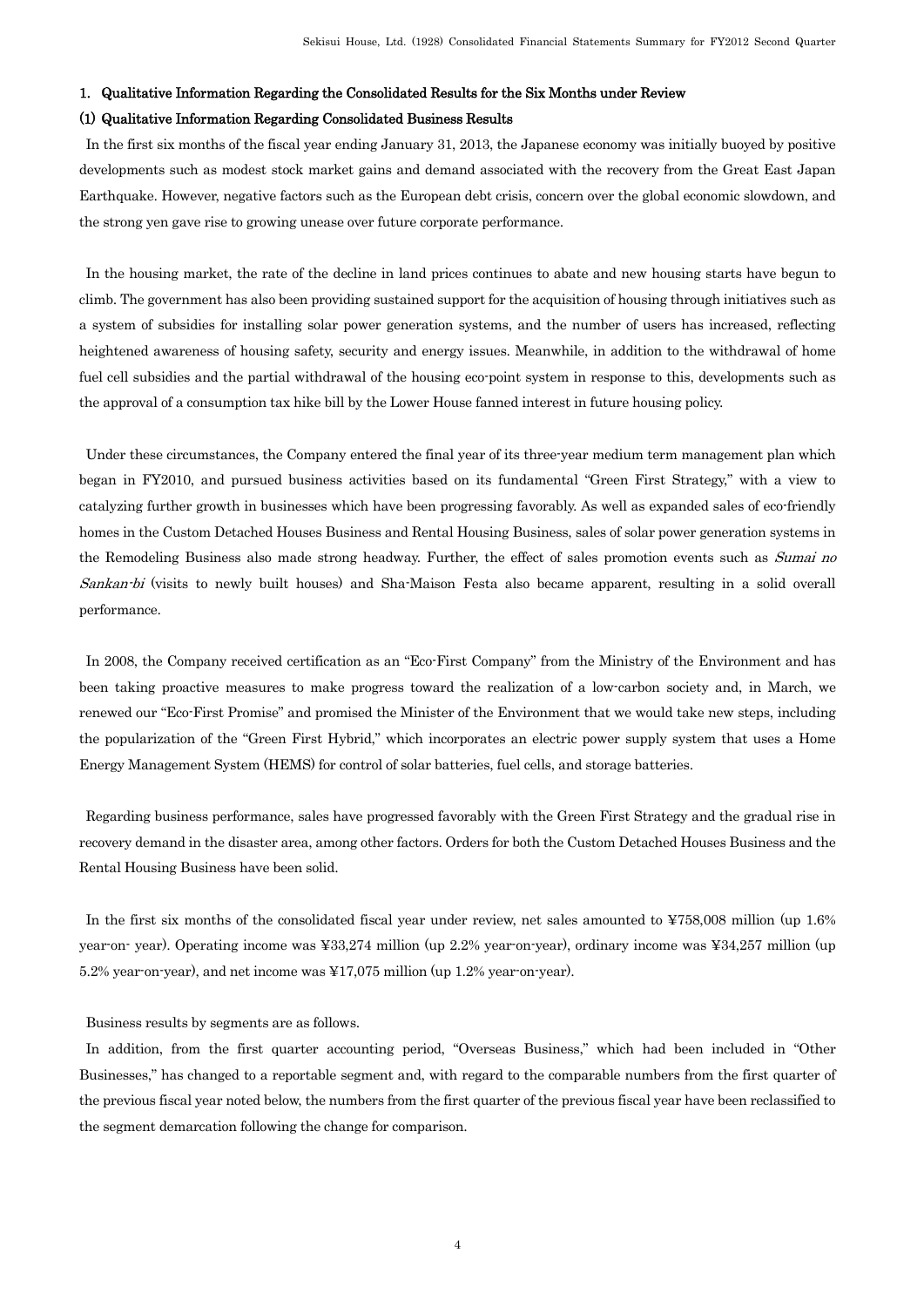## 1. Qualitative Information Regarding the Consolidated Results for the Six Months under Review

### (1) Qualitative Information Regarding Consolidated Business Results

In the first six months of the fiscal year ending January 31, 2013, the Japanese economy was initially buoyed by positive developments such as modest stock market gains and demand associated with the recovery from the Great East Japan Earthquake. However, negative factors such as the European debt crisis, concern over the global economic slowdown, and the strong yen gave rise to growing unease over future corporate performance.

In the housing market, the rate of the decline in land prices continues to abate and new housing starts have begun to climb. The government has also been providing sustained support for the acquisition of housing through initiatives such as a system of subsidies for installing solar power generation systems, and the number of users has increased, reflecting heightened awareness of housing safety, security and energy issues. Meanwhile, in addition to the withdrawal of home fuel cell subsidies and the partial withdrawal of the housing eco-point system in response to this, developments such as the approval of a consumption tax hike bill by the Lower House fanned interest in future housing policy.

Under these circumstances, the Company entered the final year of its three-year medium term management plan which began in FY2010, and pursued business activities based on its fundamental "Green First Strategy," with a view to catalyzing further growth in businesses which have been progressing favorably. As well as expanded sales of eco-friendly homes in the Custom Detached Houses Business and Rental Housing Business, sales of solar power generation systems in the Remodeling Business also made strong headway. Further, the effect of sales promotion events such as *Sumai no Sankan-bi* (visits to newly built houses) and Sha-Maison Festa also became apparent, resulting in a solid overall performance.

In 2008, the Company received certification as an "Eco-First Company" from the Ministry of the Environment and has been taking proactive measures to make progress toward the realization of a low-carbon society and, in March, we renewed our "Eco-First Promise" and promised the Minister of the Environment that we would take new steps, including the popularization of the "Green First Hybrid," which incorporates an electric power supply system that uses a Home Energy Management System (HEMS) for control of solar batteries, fuel cells, and storage batteries.

Regarding business performance, sales have progressed favorably with the Green First Strategy and the gradual rise in recovery demand in the disaster area, among other factors. Orders for both the Custom Detached Houses Business and the Rental Housing Business have been solid.

In the first six months of the consolidated fiscal year under review, net sales amounted to ¥758,008 million (up 1.6% year-on- year). Operating income was ¥33,274 million (up 2.2% year-on-year), ordinary income was ¥34,257 million (up 5.2% year-on-year), and net income was ¥17,075 million (up 1.2% year-on-year).

Business results by segments are as follows.

In addition, from the first quarter accounting period, "Overseas Business," which had been included in "Other Businesses," has changed to a reportable segment and, with regard to the comparable numbers from the first quarter of the previous fiscal year noted below, the numbers from the first quarter of the previous fiscal year have been reclassified to the segment demarcation following the change for comparison.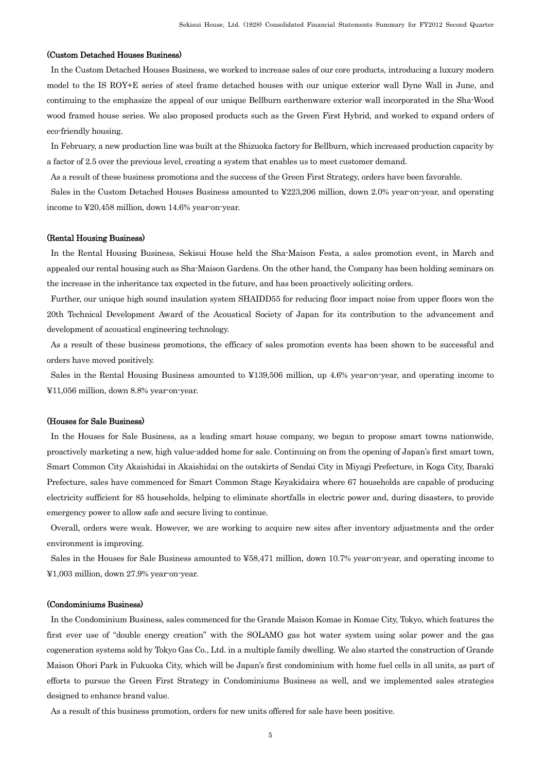### (Custom Detached Houses Business)

In the Custom Detached Houses Business, we worked to increase sales of our core products, introducing a luxury modern model to the IS ROY+E series of steel frame detached houses with our unique exterior wall Dyne Wall in June, and continuing to the emphasize the appeal of our unique Bellburn earthenware exterior wall incorporated in the Sha-Wood wood framed house series. We also proposed products such as the Green First Hybrid, and worked to expand orders of eco-friendly housing.

In February, a new production line was built at the Shizuoka factory for Bellburn, which increased production capacity by a factor of 2.5 over the previous level, creating a system that enables us to meet customer demand.

As a result of these business promotions and the success of the Green First Strategy, orders have been favorable.

Sales in the Custom Detached Houses Business amounted to ¥223,206 million, down 2.0% year-on-year, and operating income to ¥20,458 million, down 14.6% year-on-year.

### (Rental Housing Business)

In the Rental Housing Business, Sekisui House held the Sha-Maison Festa, a sales promotion event, in March and appealed our rental housing such as Sha-Maison Gardens. On the other hand, the Company has been holding seminars on the increase in the inheritance tax expected in the future, and has been proactively soliciting orders.

Further, our unique high sound insulation system SHAIDD55 for reducing floor impact noise from upper floors won the 20th Technical Development Award of the Acoustical Society of Japan for its contribution to the advancement and development of acoustical engineering technology.

As a result of these business promotions, the efficacy of sales promotion events has been shown to be successful and orders have moved positively.

Sales in the Rental Housing Business amounted to ¥139,506 million, up 4.6% year-on-year, and operating income to ¥11,056 million, down 8.8% year-on-year.

### (Houses for Sale Business)

In the Houses for Sale Business, as a leading smart house company, we began to propose smart towns nationwide, proactively marketing a new, high value-added home for sale. Continuing on from the opening of Japan's first smart town, Smart Common City Akaishidai in Akaishidai on the outskirts of Sendai City in Miyagi Prefecture, in Koga City, Ibaraki Prefecture, sales have commenced for Smart Common Stage Keyakidaira where 67 households are capable of producing electricity sufficient for 85 households, helping to eliminate shortfalls in electric power and, during disasters, to provide emergency power to allow safe and secure living to continue.

Overall, orders were weak. However, we are working to acquire new sites after inventory adjustments and the order environment is improving.

Sales in the Houses for Sale Business amounted to ¥58,471 million, down 10.7% year-on-year, and operating income to ¥1,003 million, down 27.9% year-on-year.

### (Condominiums Business)

In the Condominium Business, sales commenced for the Grande Maison Komae in Komae City, Tokyo, which features the first ever use of "double energy creation" with the SOLAMO gas hot water system using solar power and the gas cogeneration systems sold by Tokyo Gas Co., Ltd. in a multiple family dwelling. We also started the construction of Grande Maison Ohori Park in Fukuoka City, which will be Japan's first condominium with home fuel cells in all units, as part of efforts to pursue the Green First Strategy in Condominiums Business as well, and we implemented sales strategies designed to enhance brand value.

As a result of this business promotion, orders for new units offered for sale have been positive.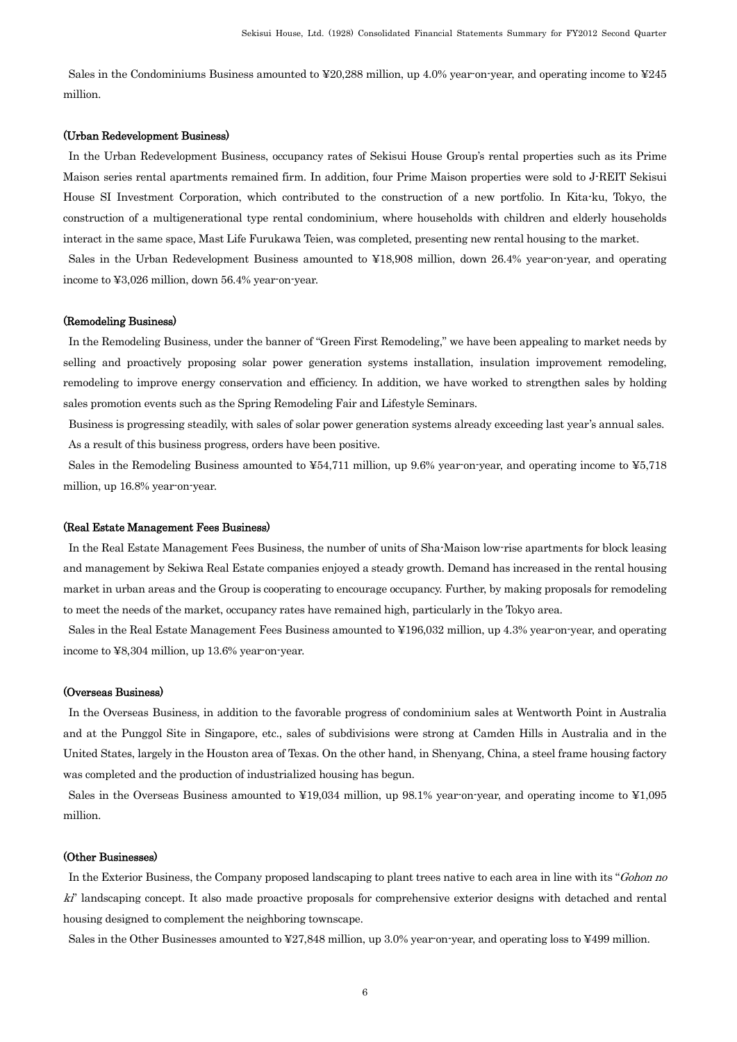Sales in the Condominiums Business amounted to ¥20,288 million, up 4.0% year-on-year, and operating income to ¥245 million.

### (Urban Redevelopment Business)

In the Urban Redevelopment Business, occupancy rates of Sekisui House Group's rental properties such as its Prime Maison series rental apartments remained firm. In addition, four Prime Maison properties were sold to J-REIT Sekisui House SI Investment Corporation, which contributed to the construction of a new portfolio. In Kita-ku, Tokyo, the construction of a multigenerational type rental condominium, where households with children and elderly households interact in the same space, Mast Life Furukawa Teien, was completed, presenting new rental housing to the market.

Sales in the Urban Redevelopment Business amounted to ¥18,908 million, down 26.4% year-on-year, and operating income to ¥3,026 million, down 56.4% year-on-year.

### (Remodeling Business)

In the Remodeling Business, under the banner of "Green First Remodeling," we have been appealing to market needs by selling and proactively proposing solar power generation systems installation, insulation improvement remodeling, remodeling to improve energy conservation and efficiency. In addition, we have worked to strengthen sales by holding sales promotion events such as the Spring Remodeling Fair and Lifestyle Seminars.

Business is progressing steadily, with sales of solar power generation systems already exceeding last year's annual sales. As a result of this business progress, orders have been positive.

Sales in the Remodeling Business amounted to ¥54,711 million, up 9.6% year-on-year, and operating income to ¥5,718 million, up 16.8% year-on-year.

### (Real Estate Management Fees Business)

In the Real Estate Management Fees Business, the number of units of Sha-Maison low-rise apartments for block leasing and management by Sekiwa Real Estate companies enjoyed a steady growth. Demand has increased in the rental housing market in urban areas and the Group is cooperating to encourage occupancy. Further, by making proposals for remodeling to meet the needs of the market, occupancy rates have remained high, particularly in the Tokyo area.

Sales in the Real Estate Management Fees Business amounted to ¥196,032 million, up 4.3% year-on-year, and operating income to ¥8,304 million, up 13.6% year-on-year.

### (Overseas Business)

In the Overseas Business, in addition to the favorable progress of condominium sales at Wentworth Point in Australia and at the Punggol Site in Singapore, etc., sales of subdivisions were strong at Camden Hills in Australia and in the United States, largely in the Houston area of Texas. On the other hand, in Shenyang, China, a steel frame housing factory was completed and the production of industrialized housing has begun.

Sales in the Overseas Business amounted to ¥19,034 million, up 98.1% year-on-year, and operating income to ¥1,095 million.

### (Other Businesses)

In the Exterior Business, the Company proposed landscaping to plant trees native to each area in line with its "*Gohon no ki*" landscaping concept. It also made proactive proposals for comprehensive exterior designs with detached and rental housing designed to complement the neighboring townscape.

Sales in the Other Businesses amounted to ¥27,848 million, up 3.0% year-on-year, and operating loss to ¥499 million.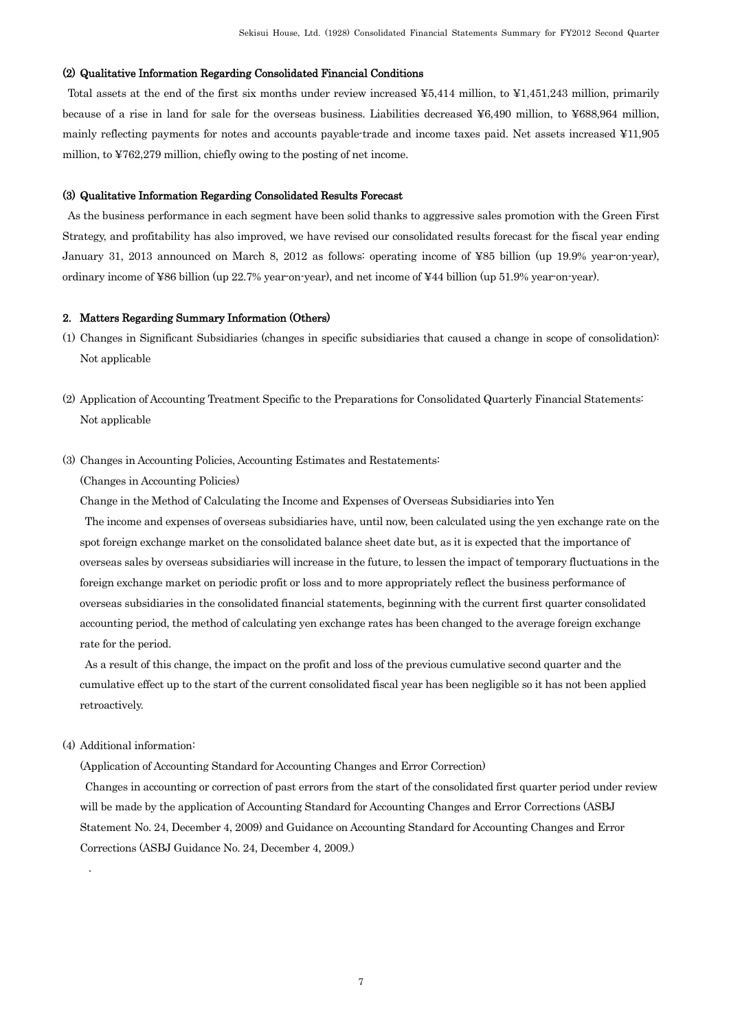### (2) Qualitative Information Regarding Consolidated Financial Conditions

Total assets at the end of the first six months under review increased ¥5,414 million, to ¥1,451,243 million, primarily because of a rise in land for sale for the overseas business. Liabilities decreased ¥6,490 million, to ¥688,964 million, mainly reflecting payments for notes and accounts payable-trade and income taxes paid. Net assets increased ¥11,905 million, to ¥762,279 million, chiefly owing to the posting of net income.

### (3) Qualitative Information Regarding Consolidated Results Forecast

As the business performance in each segment have been solid thanks to aggressive sales promotion with the Green First Strategy, and profitability has also improved, we have revised our consolidated results forecast for the fiscal year ending January 31, 2013 announced on March 8, 2012 as follows: operating income of ¥85 billion (up 19.9% year-on-year), ordinary income of ¥86 billion (up 22.7% year-on-year), and net income of ¥44 billion (up 51.9% year-on-year).

## 2. Matters Regarding Summary Information (Others)

(1) Changes in Significant Subsidiaries (changes in specific subsidiaries that caused a change in scope of consolidation): Not applicable

(2) Application of Accounting Treatment Specific to the Preparations for Consolidated Quarterly Financial Statements: Not applicable

(3) Changes in Accounting Policies, Accounting Estimates and Restatements:

(Changes in Accounting Policies)

Change in the Method of Calculating the Income and Expenses of Overseas Subsidiaries into Yen

The income and expenses of overseas subsidiaries have, until now, been calculated using the yen exchange rate on the spot foreign exchange market on the consolidated balance sheet date but, as it is expected that the importance of overseas sales by overseas subsidiaries will increase in the future, to lessen the impact of temporary fluctuations in the foreign exchange market on periodic profit or loss and to more appropriately reflect the business performance of overseas subsidiaries in the consolidated financial statements, beginning with the current first quarter consolidated accounting period, the method of calculating yen exchange rates has been changed to the average foreign exchange rate for the period.

As a result of this change, the impact on the profit and loss of the previous cumulative second quarter and the cumulative effect up to the start of the current consolidated fiscal year has been negligible so it has not been applied retroactively.

(4) Additional information:

(Application of Accounting Standard for Accounting Changes and Error Correction)

Changes in accounting or correction of past errors from the start of the consolidated first quarter period under review will be made by the application of Accounting Standard for Accounting Changes and Error Corrections (ASBJ Statement No. 24, December 4, 2009) and Guidance on Accounting Standard for Accounting Changes and Error Corrections (ASBJ Guidance No. 24, December 4, 2009.)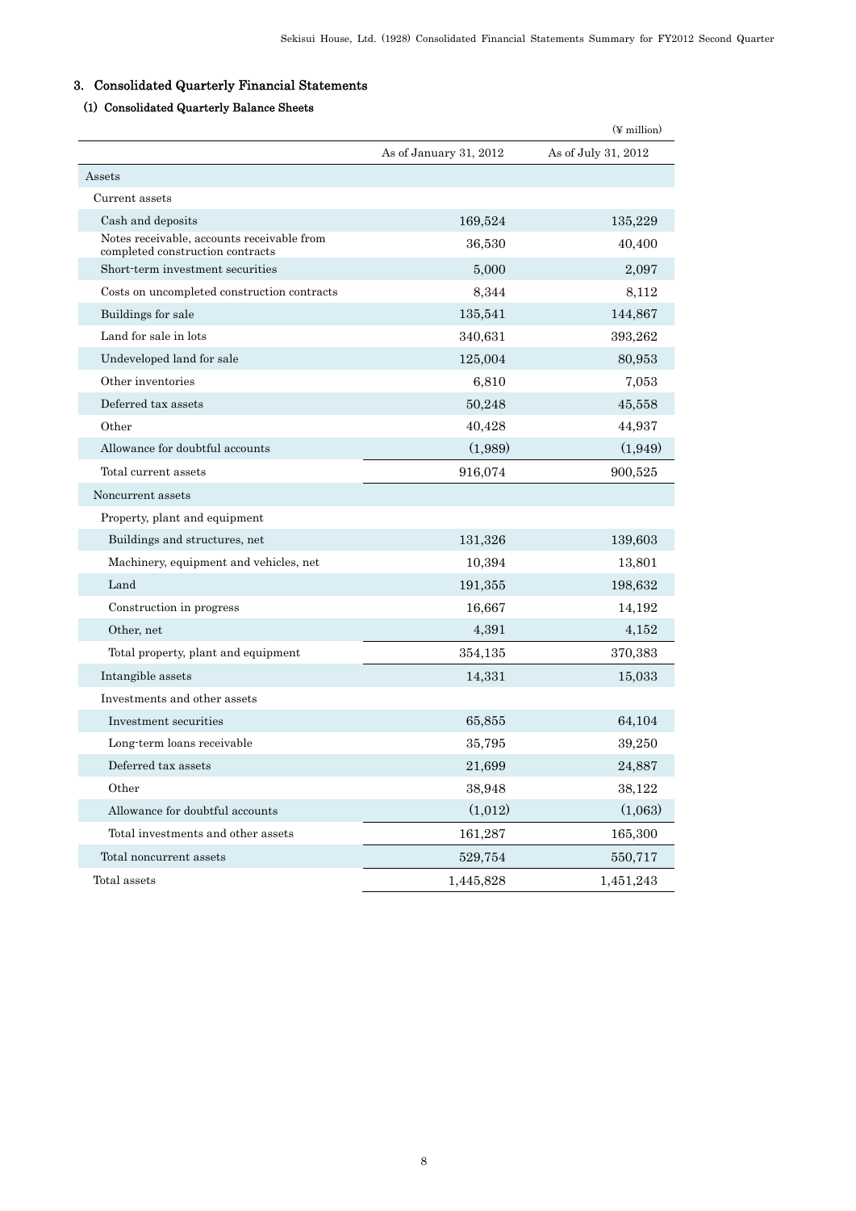## 3. Consolidated Quarterly Financial Statements

### (1) Consolidated Quarterly Balance Sheets

(¥ million)

| | As of January 31, 2012 | As of July 31, 2012 |
|---|---|---|
| Assets | | |
| Current assets | | |
| Cash and deposits | 169,524 | 135,229 |
| Notes receivable, accounts receivable from completed construction contracts | 36,530 | 40,400 |
| Short-term investment securities | 5,000 | 2,097 |
| Costs on uncompleted construction contracts | 8,344 | 8,112 |
| Buildings for sale | 135,541 | 144,867 |
| Land for sale in lots | 340,631 | 393,262 |
| Undeveloped land for sale | 125,004 | 80,953 |
| Other inventories | 6,810 | 7,053 |
| Deferred tax assets | 50,248 | 45,558 |
| Other | 40,428 | 44,937 |
| Allowance for doubtful accounts | (1,989) | (1,949) |
| Total current assets | 916,074 | 900,525 |
| Noncurrent assets | | |
| Property, plant and equipment | | |
| Buildings and structures, net | 131,326 | 139,603 |
| Machinery, equipment and vehicles, net | 10,394 | 13,801 |
| Land | 191,355 | 198,632 |
| Construction in progress | 16,667 | 14,192 |
| Other, net | 4,391 | 4,152 |
| Total property, plant and equipment | 354,135 | 370,383 |
| Intangible assets | 14,331 | 15,033 |
| Investments and other assets | | |
| Investment securities | 65,855 | 64,104 |
| Long-term loans receivable | 35,795 | 39,250 |
| Deferred tax assets | 21,699 | 24,887 |
| Other | 38,948 | 38,122 |
| Allowance for doubtful accounts | (1,012) | (1,063) |
| Total investments and other assets | 161,287 | 165,300 |
| Total noncurrent assets | 529,754 | 550,717 |
| Total assets | 1,445,828 | 1,451,243 |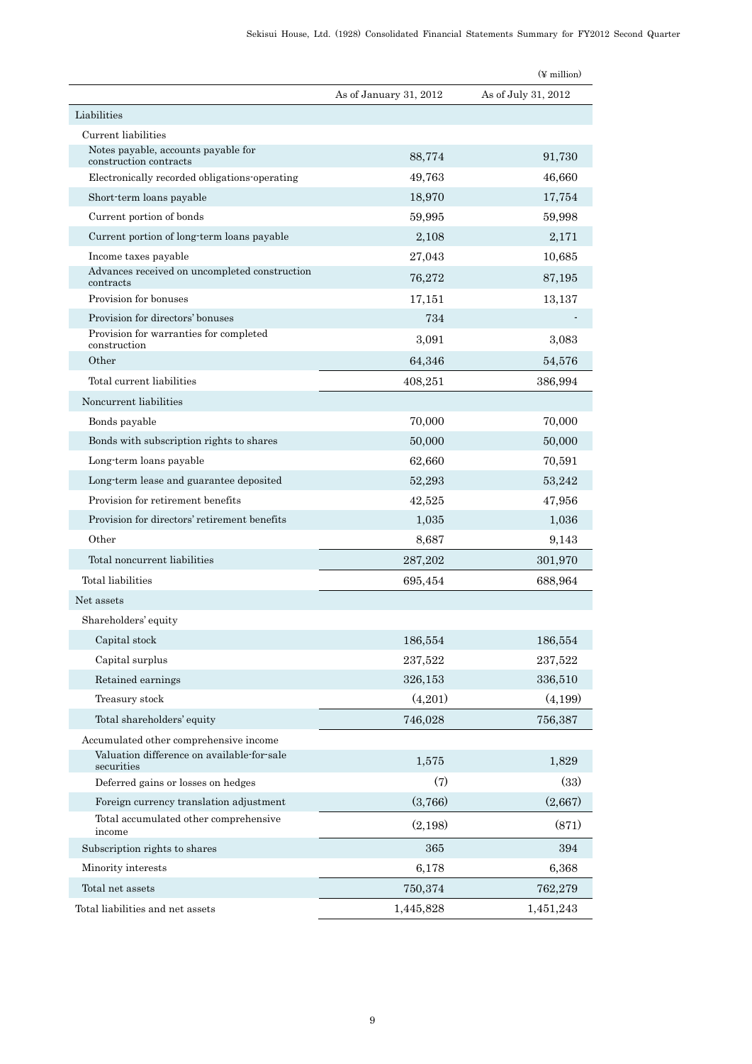(¥ million)

| | As of January 31, 2012 | As of July 31, 2012 |
|---|---|---|
| Liabilities | | |
| Current liabilities | | |
| Notes payable, accounts payable for construction contracts | 88,774 | 91,730 |
| Electronically recorded obligations-operating | 49,763 | 46,660 |
| Short-term loans payable | 18,970 | 17,754 |
| Current portion of bonds | 59,995 | 59,998 |
| Current portion of long-term loans payable | 2,108 | 2,171 |
| Income taxes payable | 27,043 | 10,685 |
| Advances received on uncompleted construction contracts | 76,272 | 87,195 |
| Provision for bonuses | 17,151 | 13,137 |
| Provision for directors' bonuses | 734 | - |
| Provision for warranties for completed construction | 3,091 | 3,083 |
| Other | 64,346 | 54,576 |
| Total current liabilities | 408,251 | 386,994 |
| Noncurrent liabilities | | |
| Bonds payable | 70,000 | 70,000 |
| Bonds with subscription rights to shares | 50,000 | 50,000 |
| Long-term loans payable | 62,660 | 70,591 |
| Long-term lease and guarantee deposited | 52,293 | 53,242 |
| Provision for retirement benefits | 42,525 | 47,956 |
| Provision for directors' retirement benefits | 1,035 | 1,036 |
| Other | 8,687 | 9,143 |
| Total noncurrent liabilities | 287,202 | 301,970 |
| Total liabilities | 695,454 | 688,964 |
| Net assets | | |
| Shareholders' equity | | |
| Capital stock | 186,554 | 186,554 |
| Capital surplus | 237,522 | 237,522 |
| Retained earnings | 326,153 | 336,510 |
| Treasury stock | (4,201) | (4,199) |
| Total shareholders' equity | 746,028 | 756,387 |
| Accumulated other comprehensive income | | |
| Valuation difference on available-for-sale securities | 1,575 | 1,829 |
| Deferred gains or losses on hedges | (7) | (33) |
| Foreign currency translation adjustment | (3,766) | (2,667) |
| Total accumulated other comprehensive income | (2,198) | (871) |
| Subscription rights to shares | 365 | 394 |
| Minority interests | 6,178 | 6,368 |
| Total net assets | 750,374 | 762,279 |
| Total liabilities and net assets | 1,445,828 | 1,451,243 |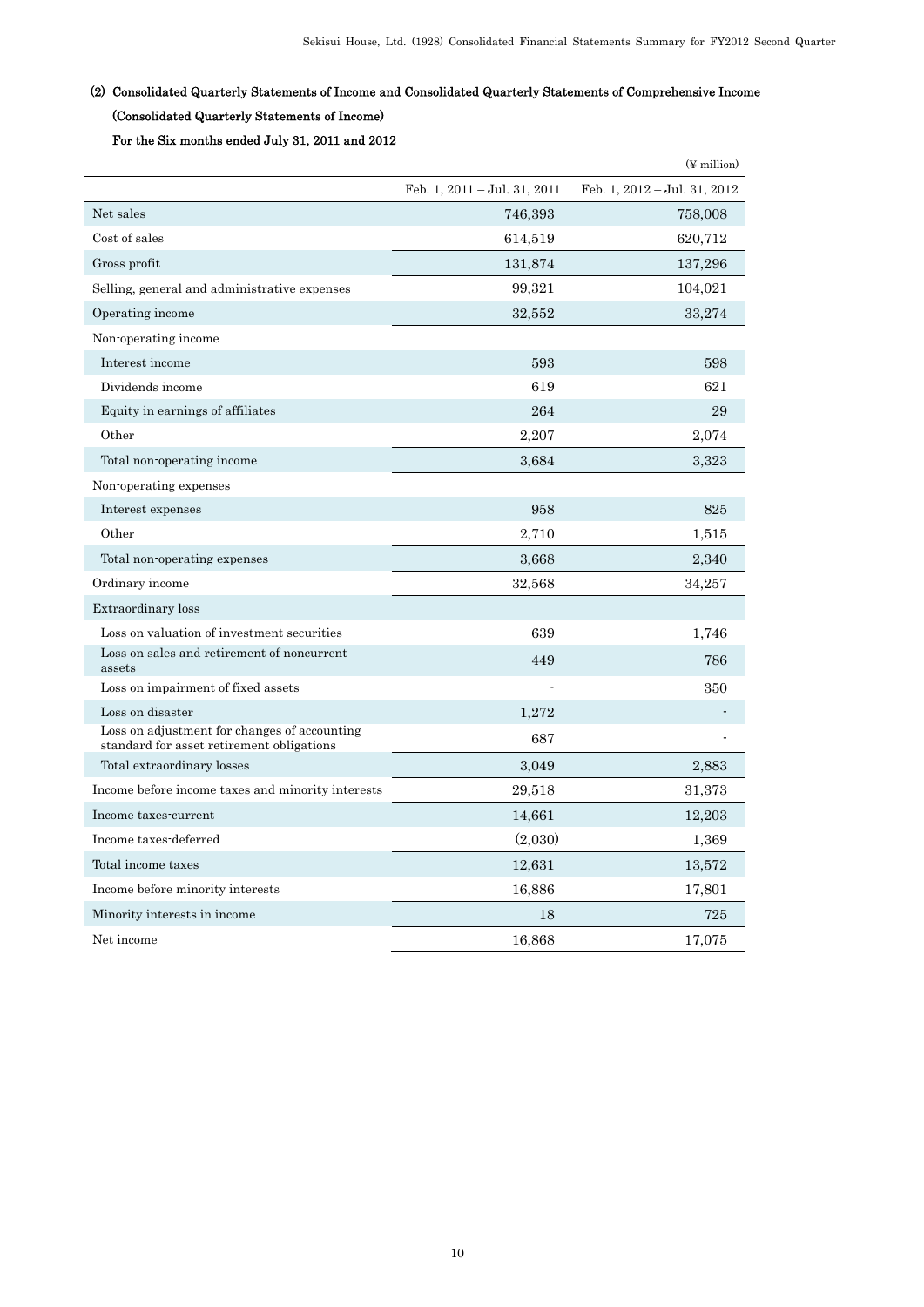### (2) Consolidated Quarterly Statements of Income and Consolidated Quarterly Statements of Comprehensive Income

**(Consolidated Quarterly Statements of Income)**

**For the Six months ended July 31, 2011 and 2012**

(¥ million)

| | Feb. 1, 2011 – Jul. 31, 2011 | Feb. 1, 2012 – Jul. 31, 2012 |
|---|---|---|
| Net sales | 746,393 | 758,008 |
| Cost of sales | 614,519 | 620,712 |
| Gross profit | 131,874 | 137,296 |
| Selling, general and administrative expenses | 99,321 | 104,021 |
| Operating income | 32,552 | 33,274 |
| Non-operating income | | |
| Interest income | 593 | 598 |
| Dividends income | 619 | 621 |
| Equity in earnings of affiliates | 264 | 29 |
| Other | 2,207 | 2,074 |
| Total non-operating income | 3,684 | 3,323 |
| Non-operating expenses | | |
| Interest expenses | 958 | 825 |
| Other | 2,710 | 1,515 |
| Total non-operating expenses | 3,668 | 2,340 |
| Ordinary income | 32,568 | 34,257 |
| Extraordinary loss | | |
| Loss on valuation of investment securities | 639 | 1,746 |
| Loss on sales and retirement of noncurrent assets | 449 | 786 |
| Loss on impairment of fixed assets | - | 350 |
| Loss on disaster | 1,272 | - |
| Loss on adjustment for changes of accounting standard for asset retirement obligations | 687 | - |
| Total extraordinary losses | 3,049 | 2,883 |
| Income before income taxes and minority interests | 29,518 | 31,373 |
| Income taxes-current | 14,661 | 12,203 |
| Income taxes-deferred | (2,030) | 1,369 |
| Total income taxes | 12,631 | 13,572 |
| Income before minority interests | 16,886 | 17,801 |
| Minority interests in income | 18 | 725 |
| Net income | 16,868 | 17,075 |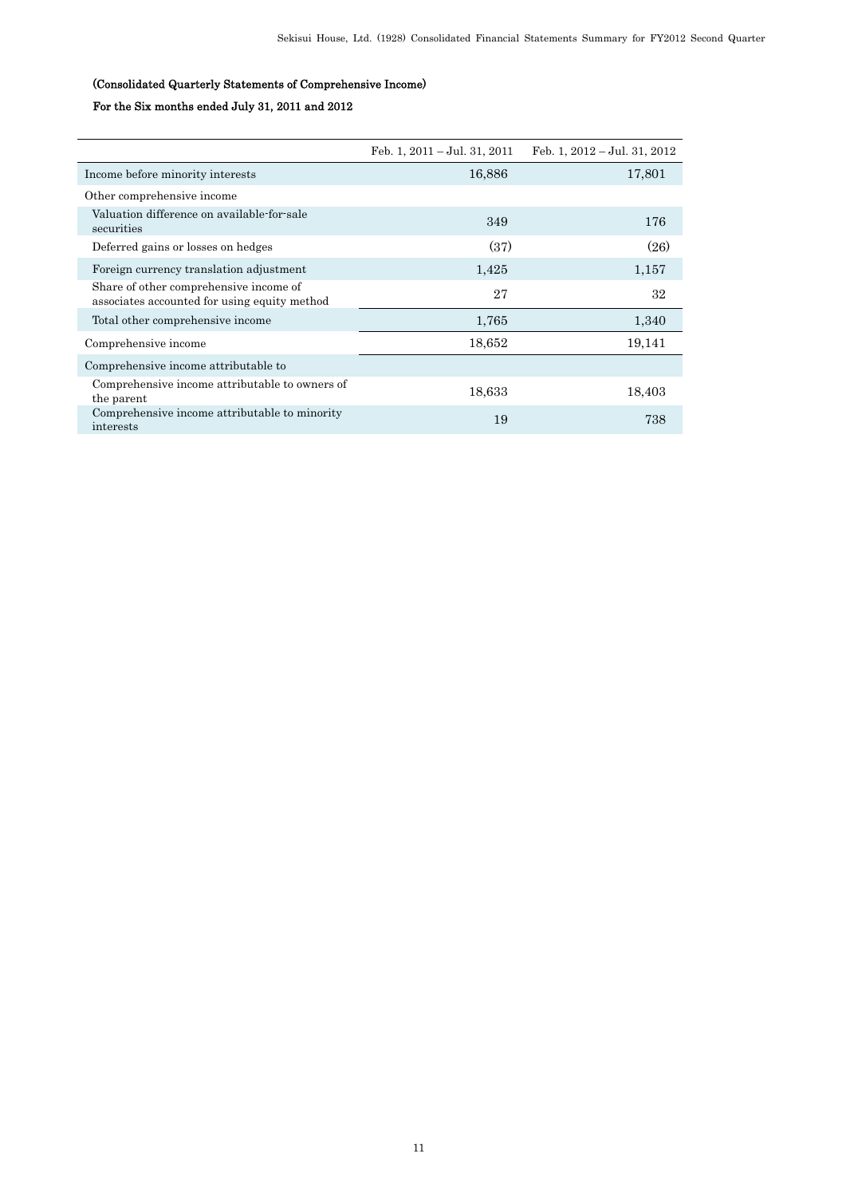### (Consolidated Quarterly Statements of Comprehensive Income)

### For the Six months ended July 31, 2011 and 2012

| | Feb. 1, 2011 – Jul. 31, 2011 | Feb. 1, 2012 – Jul. 31, 2012 |
|---|---|---|
| Income before minority interests | 16,886 | 17,801 |
| Other comprehensive income | | |
| Valuation difference on available-for-sale securities | 349 | 176 |
| Deferred gains or losses on hedges | (37) | (26) |
| Foreign currency translation adjustment | 1,425 | 1,157 |
| Share of other comprehensive income of associates accounted for using equity method | 27 | 32 |
| Total other comprehensive income | 1,765 | 1,340 |
| Comprehensive income | 18,652 | 19,141 |
| Comprehensive income attributable to | | |
| Comprehensive income attributable to owners of the parent | 18,633 | 18,403 |
| Comprehensive income attributable to minority interests | 19 | 738 |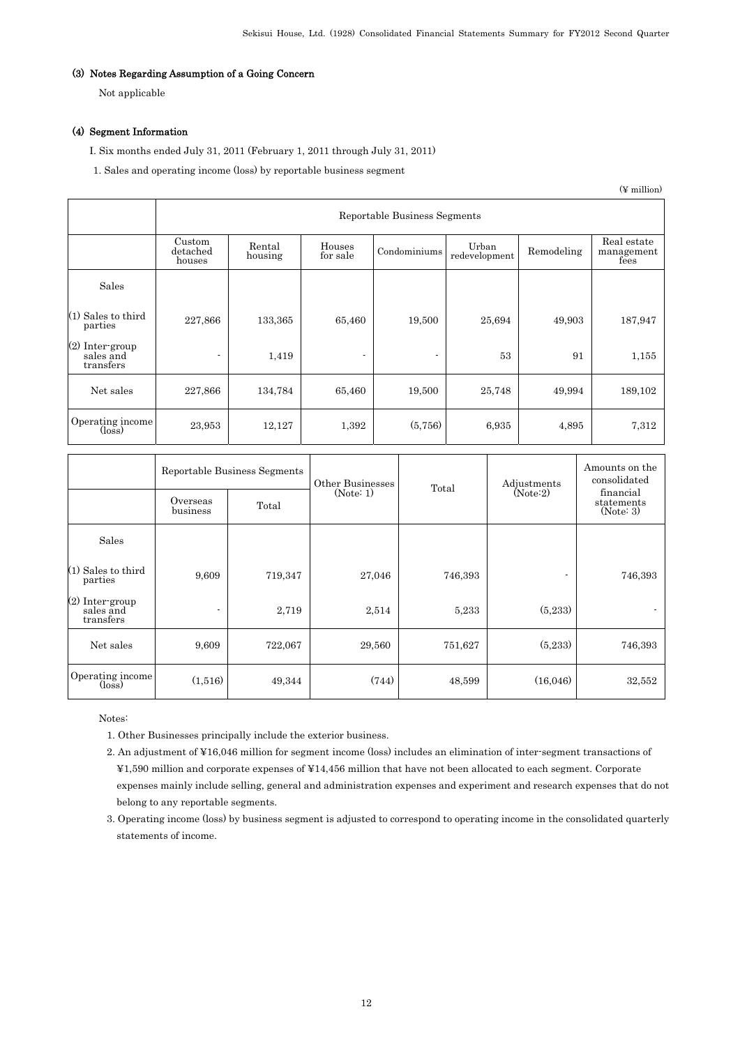### (3) Notes Regarding Assumption of a Going Concern

Not applicable

### (4) Segment Information

I. Six months ended July 31, 2011 (February 1, 2011 through July 31, 2011)

1. Sales and operating income (loss) by reportable business segment

(¥ million)

| | Reportable Business Segments | | | | | | |
|---|---|---|---|---|---|---|---|
| | Custom detached houses | Rental housing | Houses for sale | Condominiums | Urban redevelopment | Remodeling | Real estate management fees |
| Sales | | | | | | | |
| (1) Sales to third parties | 227,866 | 133,365 | 65,460 | 19,500 | 25,694 | 49,903 | 187,947 |
| (2) Inter-group sales and transfers | - | 1,419 | - | - | 53 | 91 | 1,155 |
| Net sales | 227,866 | 134,784 | 65,460 | 19,500 | 25,748 | 49,994 | 189,102 |
| Operating income (loss) | 23,953 | 12,127 | 1,392 | (5,756) | 6,935 | 4,895 | 7,312 |

| | Reportable Business Segments | | Other Businesses (Note: 1) | Total | Adjustments (Note:2) | Amounts on the consolidated financial statements (Note: 3) |
|---|---|---|---|---|---|---|
| | Overseas business | Total | | | | |
| Sales | | | | | | |
| (1) Sales to third parties | 9,609 | 719,347 | 27,046 | 746,393 | - | 746,393 |
| (2) Inter-group sales and transfers | - | 2,719 | 2,514 | 5,233 | (5,233) | - |
| Net sales | 9,609 | 722,067 | 29,560 | 751,627 | (5,233) | 746,393 |
| Operating income (loss) | (1,516) | 49,344 | (744) | 48,599 | (16,046) | 32,552 |

Notes:

1. Other Businesses principally include the exterior business.
2. An adjustment of ¥16,046 million for segment income (loss) includes an elimination of inter-segment transactions of ¥1,590 million and corporate expenses of ¥14,456 million that have not been allocated to each segment. Corporate expenses mainly include selling, general and administration expenses and experiment and research expenses that do not belong to any reportable segments.
3. Operating income (loss) by business segment is adjusted to correspond to operating income in the consolidated quarterly statements of income.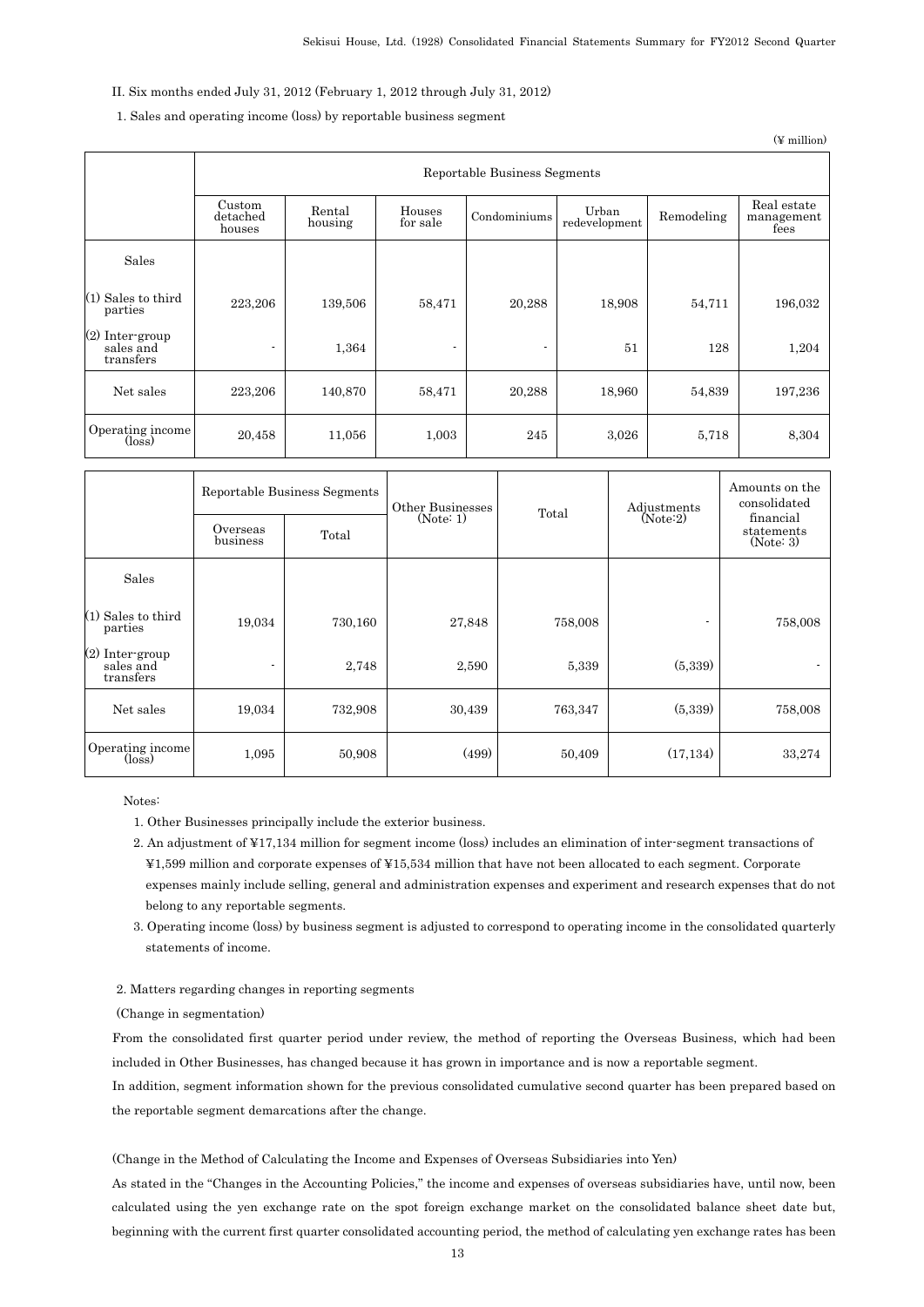II. Six months ended July 31, 2012 (February 1, 2012 through July 31, 2012)

1. Sales and operating income (loss) by reportable business segment

(¥ million)

| | Reportable Business Segments | | | | | | |
|---|---|---|---|---|---|---|---|
| | Custom detached houses | Rental housing | Houses for sale | Condominiums | Urban redevelopment | Remodeling | Real estate management fees |
| Sales | | | | | | | |
| (1) Sales to third parties | 223,206 | 139,506 | 58,471 | 20,288 | 18,908 | 54,711 | 196,032 |
| (2) Inter-group sales and transfers | - | 1,364 | - | - | 51 | 128 | 1,204 |
| Net sales | 223,206 | 140,870 | 58,471 | 20,288 | 18,960 | 54,839 | 197,236 |
| Operating income (loss) | 20,458 | 11,056 | 1,003 | 245 | 3,026 | 5,718 | 8,304 |

| | Reportable Business Segments | | Other Businesses (Note: 1) | Total | Adjustments (Note:2) | Amounts on the consolidated financial statements (Note: 3) |
|---|---|---|---|---|---|---|
| | Overseas business | Total | | | | |
| Sales | | | | | | |
| (1) Sales to third parties | 19,034 | 730,160 | 27,848 | 758,008 | - | 758,008 |
| (2) Inter-group sales and transfers | - | 2,748 | 2,590 | 5,339 | (5,339) | - |
| Net sales | 19,034 | 732,908 | 30,439 | 763,347 | (5,339) | 758,008 |
| Operating income (loss) | 1,095 | 50,908 | (499) | 50,409 | (17,134) | 33,274 |

Notes:

1. Other Businesses principally include the exterior business.
2. An adjustment of ¥17,134 million for segment income (loss) includes an elimination of inter-segment transactions of ¥1,599 million and corporate expenses of ¥15,534 million that have not been allocated to each segment. Corporate expenses mainly include selling, general and administration expenses and experiment and research expenses that do not belong to any reportable segments.
3. Operating income (loss) by business segment is adjusted to correspond to operating income in the consolidated quarterly statements of income.

2. Matters regarding changes in reporting segments

(Change in segmentation)

From the consolidated first quarter period under review, the method of reporting the Overseas Business, which had been included in Other Businesses, has changed because it has grown in importance and is now a reportable segment.

In addition, segment information shown for the previous consolidated cumulative second quarter has been prepared based on the reportable segment demarcations after the change.

(Change in the Method of Calculating the Income and Expenses of Overseas Subsidiaries into Yen)

As stated in the "Changes in the Accounting Policies," the income and expenses of overseas subsidiaries have, until now, been calculated using the yen exchange rate on the spot foreign exchange market on the consolidated balance sheet date but, beginning with the current first quarter consolidated accounting period, the method of calculating yen exchange rates has been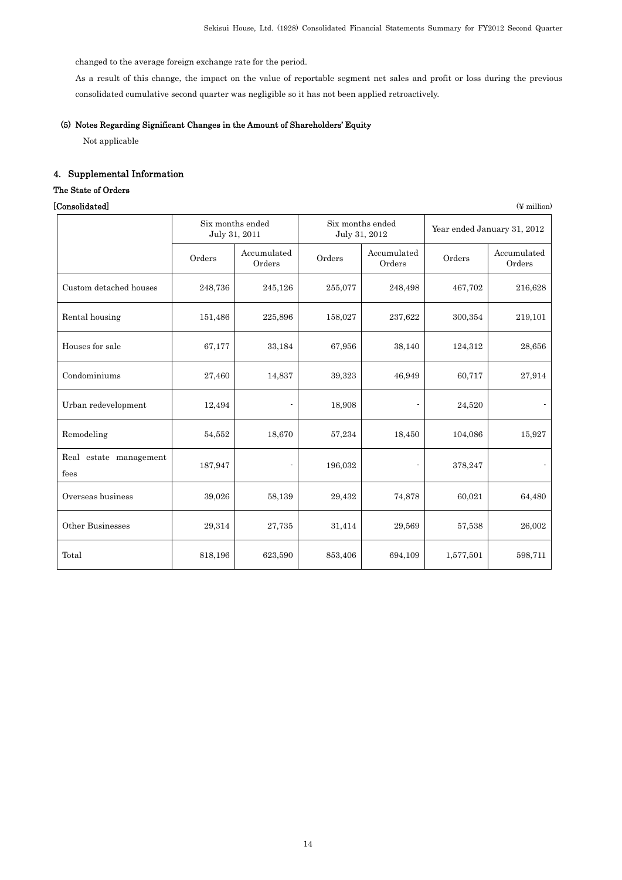changed to the average foreign exchange rate for the period.

As a result of this change, the impact on the value of reportable segment net sales and profit or loss during the previous consolidated cumulative second quarter was negligible so it has not been applied retroactively.

### (5) Notes Regarding Significant Changes in the Amount of Shareholders' Equity

Not applicable

## 4. Supplemental Information

### The State of Orders

**[Consolidated]** (¥ million)

| | Six months ended July 31, 2011 | | Six months ended July 31, 2012 | | Year ended January 31, 2012 | |
|---|---|---|---|---|---|---|
| | Orders | Accumulated Orders | Orders | Accumulated Orders | Orders | Accumulated Orders |
| Custom detached houses | 248,736 | 245,126 | 255,077 | 248,498 | 467,702 | 216,628 |
| Rental housing | 151,486 | 225,896 | 158,027 | 237,622 | 300,354 | 219,101 |
| Houses for sale | 67,177 | 33,184 | 67,956 | 38,140 | 124,312 | 28,656 |
| Condominiums | 27,460 | 14,837 | 39,323 | 46,949 | 60,717 | 27,914 |
| Urban redevelopment | 12,494 | - | 18,908 | - | 24,520 | - |
| Remodeling | 54,552 | 18,670 | 57,234 | 18,450 | 104,086 | 15,927 |
| Real estate management fees | 187,947 | - | 196,032 | - | 378,247 | - |
| Overseas business | 39,026 | 58,139 | 29,432 | 74,878 | 60,021 | 64,480 |
| Other Businesses | 29,314 | 27,735 | 31,414 | 29,569 | 57,538 | 26,002 |
| Total | 818,196 | 623,590 | 853,406 | 694,109 | 1,577,501 | 598,711 |